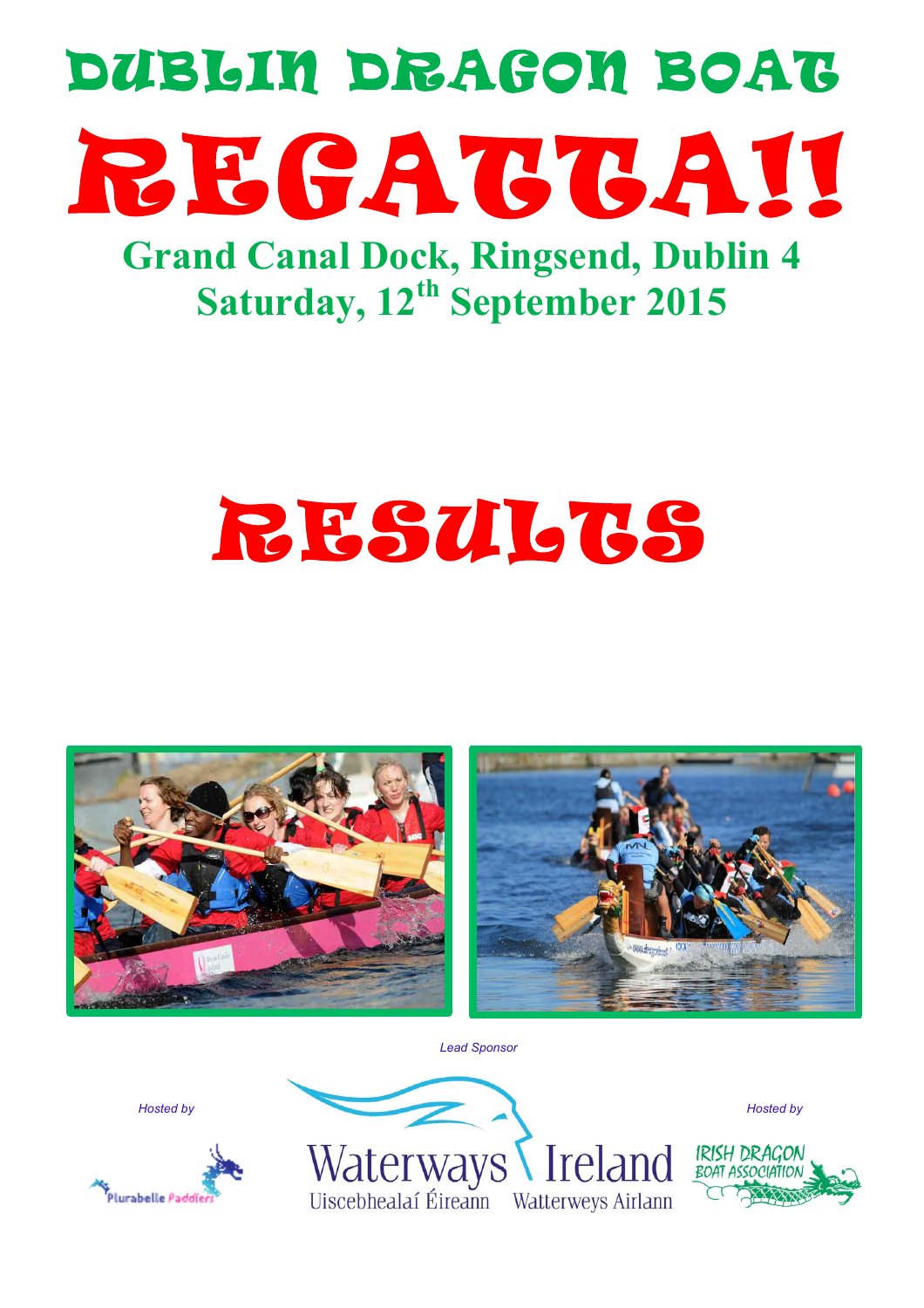# DUBLIN DRAGON BOAT

# REGATTA!!

## Grand Canal Dock, Ringsend, Dublin 4
## Saturday, 12th September 2015

# RESULTS

*Lead Sponsor*

*Hosted by*

Plurabelle Paddlers

Waterways Ireland
Uiscebhealaí Éireann  Watterweys Airlann

*Hosted by*

IRISH DRAGON BOAT ASSOCIATION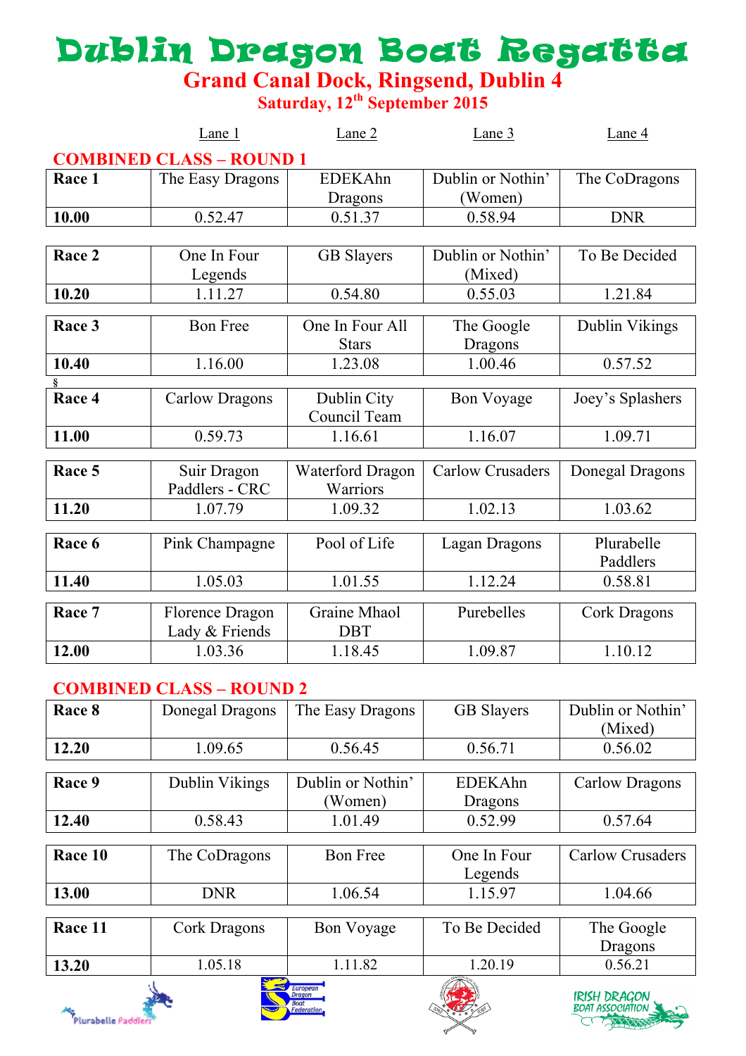# Dublin Dragon Boat Regatta

## Grand Canal Dock, Ringsend, Dublin 4

### Saturday, 12th September 2015

## COMBINED CLASS – ROUND 1

| | Lane 1 | Lane 2 | Lane 3 | Lane 4 |
|---|---|---|---|---|
| **Race 1** | The Easy Dragons | EDEKAhn Dragons | Dublin or Nothin' (Women) | The CoDragons |
| **10.00** | 0.52.47 | 0.51.37 | 0.58.94 | DNR |
| **Race 2** | One In Four Legends | GB Slayers | Dublin or Nothin' (Mixed) | To Be Decided |
| **10.20** | 1.11.27 | 0.54.80 | 0.55.03 | 1.21.84 |
| **Race 3** | Bon Free | One In Four All Stars | The Google Dragons | Dublin Vikings |
| **10.40** | 1.16.00 | 1.23.08 | 1.00.46 | 0.57.52 |
| **Race 4** | Carlow Dragons | Dublin City Council Team | Bon Voyage | Joey's Splashers |
| **11.00** | 0.59.73 | 1.16.61 | 1.16.07 | 1.09.71 |
| **Race 5** | Suir Dragon Paddlers - CRC | Waterford Dragon Warriors | Carlow Crusaders | Donegal Dragons |
| **11.20** | 1.07.79 | 1.09.32 | 1.02.13 | 1.03.62 |
| **Race 6** | Pink Champagne | Pool of Life | Lagan Dragons | Plurabelle Paddlers |
| **11.40** | 1.05.03 | 1.01.55 | 1.12.24 | 0.58.81 |
| **Race 7** | Florence Dragon Lady & Friends | Graine Mhaol DBT | Purebelles | Cork Dragons |
| **12.00** | 1.03.36 | 1.18.45 | 1.09.87 | 1.10.12 |

## COMBINED CLASS – ROUND 2

| | Lane 1 | Lane 2 | Lane 3 | Lane 4 |
|---|---|---|---|---|
| **Race 8** | Donegal Dragons | The Easy Dragons | GB Slayers | Dublin or Nothin' (Mixed) |
| **12.20** | 1.09.65 | 0.56.45 | 0.56.71 | 0.56.02 |
| **Race 9** | Dublin Vikings | Dublin or Nothin' (Women) | EDEKAhn Dragons | Carlow Dragons |
| **12.40** | 0.58.43 | 1.01.49 | 0.52.99 | 0.57.64 |
| **Race 10** | The CoDragons | Bon Free | One In Four Legends | Carlow Crusaders |
| **13.00** | DNR | 1.06.54 | 1.15.97 | 1.04.66 |
| **Race 11** | Cork Dragons | Bon Voyage | To Be Decided | The Google Dragons |
| **13.20** | 1.05.18 | 1.11.82 | 1.20.19 | 0.56.21 |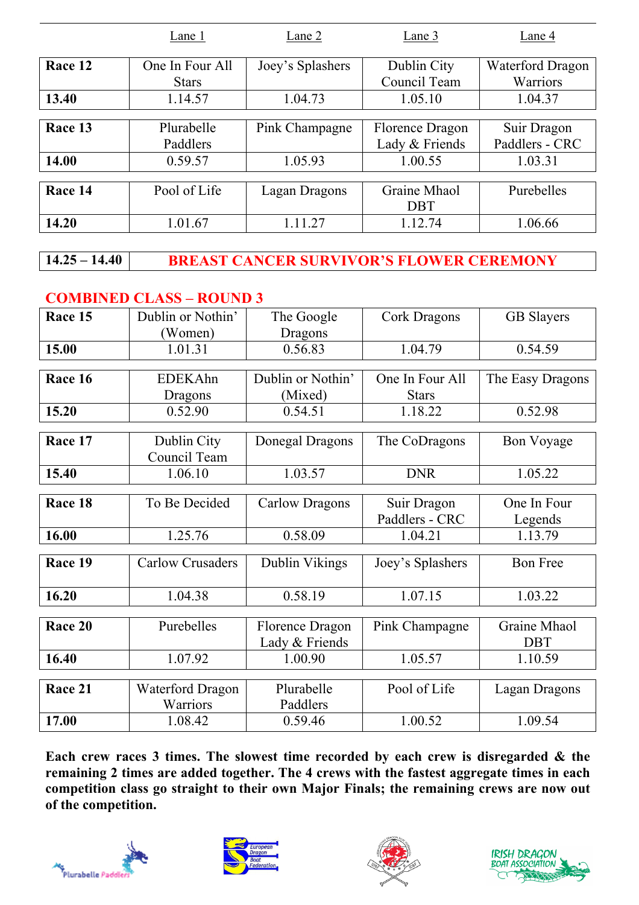| | Lane 1 | Lane 2 | Lane 3 | Lane 4 |
|---|---|---|---|---|
| **Race 12** | One In Four All Stars | Joey's Splashers | Dublin City Council Team | Waterford Dragon Warriors |
| **13.40** | 1.14.57 | 1.04.73 | 1.05.10 | 1.04.37 |
| **Race 13** | Plurabelle Paddlers | Pink Champagne | Florence Dragon Lady & Friends | Suir Dragon Paddlers - CRC |
| **14.00** | 0.59.57 | 1.05.93 | 1.00.55 | 1.03.31 |
| **Race 14** | Pool of Life | Lagan Dragons | Graine Mhaol DBT | Purebelles |
| **14.20** | 1.01.67 | 1.11.27 | 1.12.74 | 1.06.66 |

| **14.25 – 14.40** | **BREAST CANCER SURVIVOR'S FLOWER CEREMONY** |
|---|---|

## COMBINED CLASS – ROUND 3

| | Lane 1 | Lane 2 | Lane 3 | Lane 4 |
|---|---|---|---|---|
| **Race 15** | Dublin or Nothin' (Women) | The Google Dragons | Cork Dragons | GB Slayers |
| **15.00** | 1.01.31 | 0.56.83 | 1.04.79 | 0.54.59 |
| **Race 16** | EDEKAhn Dragons | Dublin or Nothin' (Mixed) | One In Four All Stars | The Easy Dragons |
| **15.20** | 0.52.90 | 0.54.51 | 1.18.22 | 0.52.98 |
| **Race 17** | Dublin City Council Team | Donegal Dragons | The CoDragons | Bon Voyage |
| **15.40** | 1.06.10 | 1.03.57 | DNR | 1.05.22 |
| **Race 18** | To Be Decided | Carlow Dragons | Suir Dragon Paddlers - CRC | One In Four Legends |
| **16.00** | 1.25.76 | 0.58.09 | 1.04.21 | 1.13.79 |
| **Race 19** | Carlow Crusaders | Dublin Vikings | Joey's Splashers | Bon Free |
| **16.20** | 1.04.38 | 0.58.19 | 1.07.15 | 1.03.22 |
| **Race 20** | Purebelles | Florence Dragon Lady & Friends | Pink Champagne | Graine Mhaol DBT |
| **16.40** | 1.07.92 | 1.00.90 | 1.05.57 | 1.10.59 |
| **Race 21** | Waterford Dragon Warriors | Plurabelle Paddlers | Pool of Life | Lagan Dragons |
| **17.00** | 1.08.42 | 0.59.46 | 1.00.52 | 1.09.54 |

**Each crew races 3 times. The slowest time recorded by each crew is disregarded & the remaining 2 times are added together. The 4 crews with the fastest aggregate times in each competition class go straight to their own Major Finals; the remaining crews are now out of the competition.**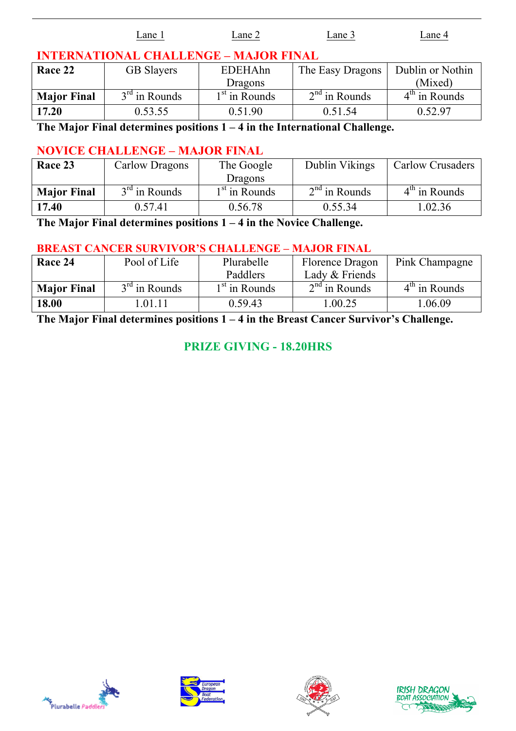| | Lane 1 | Lane 2 | Lane 3 | Lane 4 |
|---|---|---|---|---|

## INTERNATIONAL CHALLENGE – MAJOR FINAL

| **Race 22** | GB Slayers | EDEHAhn Dragons | The Easy Dragons | Dublin or Nothin (Mixed) |
|---|---|---|---|---|
| **Major Final** | 3rd in Rounds | 1st in Rounds | 2nd in Rounds | 4th in Rounds |
| **17.20** | 0.53.55 | 0.51.90 | 0.51.54 | 0.52.97 |

**The Major Final determines positions 1 – 4 in the International Challenge.**

## NOVICE CHALLENGE – MAJOR FINAL

| **Race 23** | Carlow Dragons | The Google Dragons | Dublin Vikings | Carlow Crusaders |
|---|---|---|---|---|
| **Major Final** | 3rd in Rounds | 1st in Rounds | 2nd in Rounds | 4th in Rounds |
| **17.40** | 0.57.41 | 0.56.78 | 0.55.34 | 1.02.36 |

**The Major Final determines positions 1 – 4 in the Novice Challenge.**

## BREAST CANCER SURVIVOR'S CHALLENGE – MAJOR FINAL

| **Race 24** | Pool of Life | Plurabelle Paddlers | Florence Dragon Lady & Friends | Pink Champagne |
|---|---|---|---|---|
| **Major Final** | 3rd in Rounds | 1st in Rounds | 2nd in Rounds | 4th in Rounds |
| **18.00** | 1.01.11 | 0.59.43 | 1.00.25 | 1.06.09 |

**The Major Final determines positions 1 – 4 in the Breast Cancer Survivor's Challenge.**

## PRIZE GIVING - 18.20HRS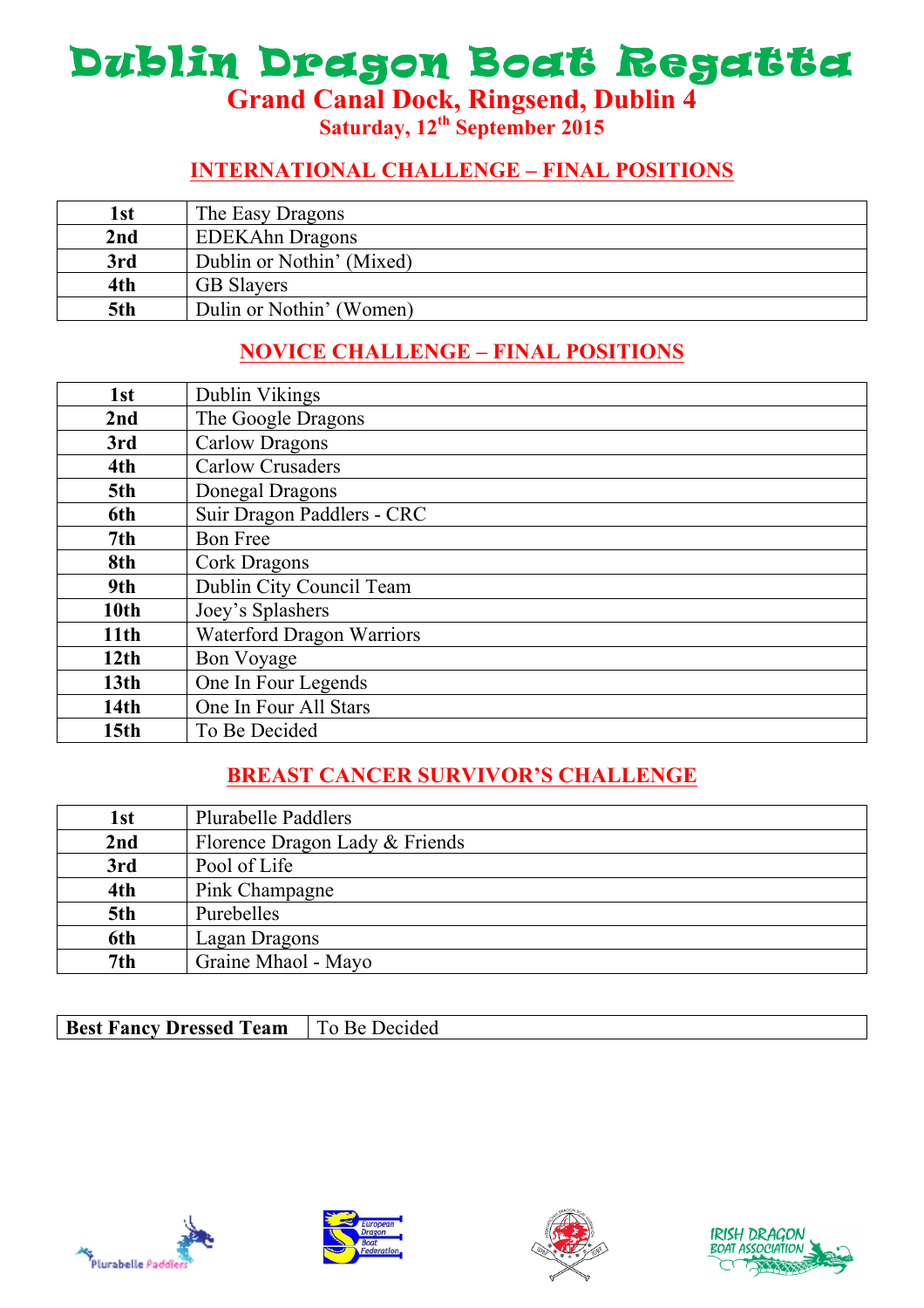# Dublin Dragon Boat Regatta

## Grand Canal Dock, Ringsend, Dublin 4

**Saturday, 12th September 2015**

### INTERNATIONAL CHALLENGE – FINAL POSITIONS

| | |
|---|---|
| **1st** | The Easy Dragons |
| **2nd** | EDEKAhn Dragons |
| **3rd** | Dublin or Nothin' (Mixed) |
| **4th** | GB Slayers |
| **5th** | Dulin or Nothin' (Women) |

### NOVICE CHALLENGE – FINAL POSITIONS

| | |
|---|---|
| **1st** | Dublin Vikings |
| **2nd** | The Google Dragons |
| **3rd** | Carlow Dragons |
| **4th** | Carlow Crusaders |
| **5th** | Donegal Dragons |
| **6th** | Suir Dragon Paddlers - CRC |
| **7th** | Bon Free |
| **8th** | Cork Dragons |
| **9th** | Dublin City Council Team |
| **10th** | Joey's Splashers |
| **11th** | Waterford Dragon Warriors |
| **12th** | Bon Voyage |
| **13th** | One In Four Legends |
| **14th** | One In Four All Stars |
| **15th** | To Be Decided |

### BREAST CANCER SURVIVOR'S CHALLENGE

| | |
|---|---|
| **1st** | Plurabelle Paddlers |
| **2nd** | Florence Dragon Lady & Friends |
| **3rd** | Pool of Life |
| **4th** | Pink Champagne |
| **5th** | Purebelles |
| **6th** | Lagan Dragons |
| **7th** | Graine Mhaol - Mayo |

| | |
|---|---|
| **Best Fancy Dressed Team** | To Be Decided |